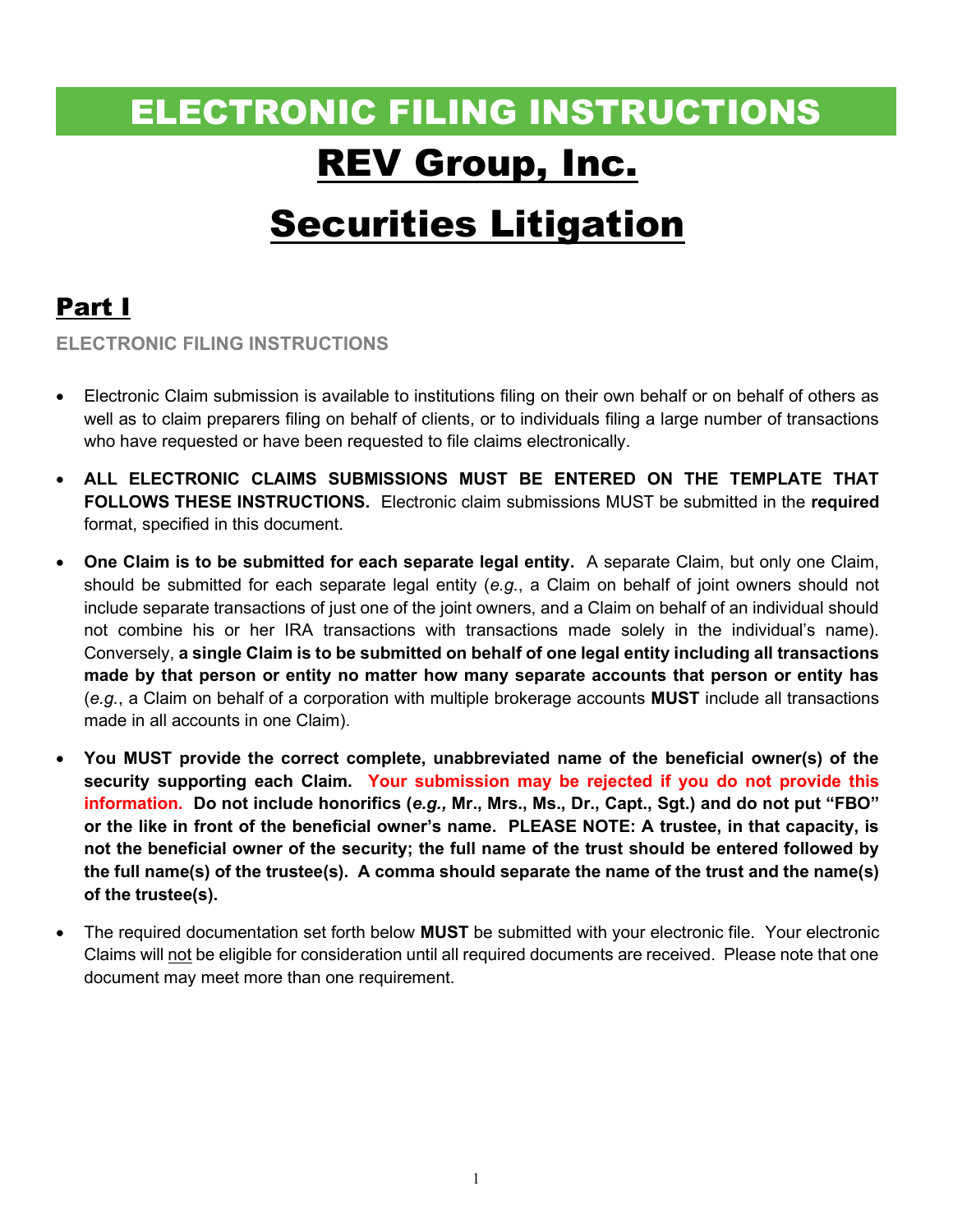# ELECTRONIC FILING INSTRUCTIONS

# REV Group, Inc.

# Securities Litigation

## Part I

**ELECTRONIC FILING INSTRUCTIONS**

- Electronic Claim submission is available to institutions filing on their own behalf or on behalf of others as well as to claim preparers filing on behalf of clients, or to individuals filing a large number of transactions who have requested or have been requested to file claims electronically.

- **ALL ELECTRONIC CLAIMS SUBMISSIONS MUST BE ENTERED ON THE TEMPLATE THAT FOLLOWS THESE INSTRUCTIONS.** Electronic claim submissions MUST be submitted in the **required** format, specified in this document.

- **One Claim is to be submitted for each separate legal entity.** A separate Claim, but only one Claim, should be submitted for each separate legal entity (*e.g.*, a Claim on behalf of joint owners should not include separate transactions of just one of the joint owners, and a Claim on behalf of an individual should not combine his or her IRA transactions with transactions made solely in the individual's name). Conversely, **a single Claim is to be submitted on behalf of one legal entity including all transactions made by that person or entity no matter how many separate accounts that person or entity has** (*e.g.*, a Claim on behalf of a corporation with multiple brokerage accounts **MUST** include all transactions made in all accounts in one Claim).

- **You MUST provide the correct complete, unabbreviated name of the beneficial owner(s) of the security supporting each Claim. Your submission may be rejected if you do not provide this information. Do not include honorifics (*e.g.,* Mr., Mrs., Ms., Dr., Capt., Sgt.) and do not put "FBO" or the like in front of the beneficial owner's name. PLEASE NOTE: A trustee, in that capacity, is not the beneficial owner of the security; the full name of the trust should be entered followed by the full name(s) of the trustee(s). A comma should separate the name of the trust and the name(s) of the trustee(s).**

- The required documentation set forth below **MUST** be submitted with your electronic file. Your electronic Claims will not be eligible for consideration until all required documents are received. Please note that one document may meet more than one requirement.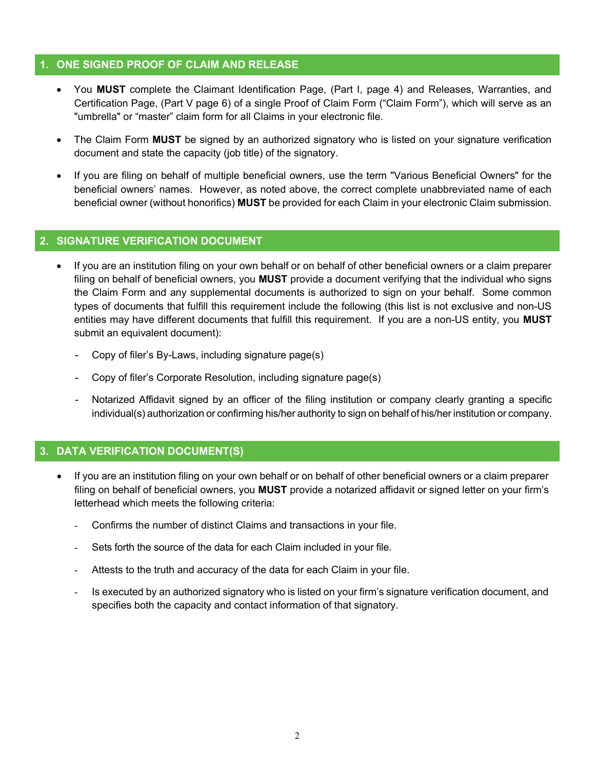## 1. ONE SIGNED PROOF OF CLAIM AND RELEASE

- You **MUST** complete the Claimant Identification Page, (Part I, page 4) and Releases, Warranties, and Certification Page, (Part V page 6) of a single Proof of Claim Form ("Claim Form"), which will serve as an "umbrella" or "master" claim form for all Claims in your electronic file.
- The Claim Form **MUST** be signed by an authorized signatory who is listed on your signature verification document and state the capacity (job title) of the signatory.
- If you are filing on behalf of multiple beneficial owners, use the term "Various Beneficial Owners" for the beneficial owners' names. However, as noted above, the correct complete unabbreviated name of each beneficial owner (without honorifics) **MUST** be provided for each Claim in your electronic Claim submission.

## 2. SIGNATURE VERIFICATION DOCUMENT

- If you are an institution filing on your own behalf or on behalf of other beneficial owners or a claim preparer filing on behalf of beneficial owners, you **MUST** provide a document verifying that the individual who signs the Claim Form and any supplemental documents is authorized to sign on your behalf. Some common types of documents that fulfill this requirement include the following (this list is not exclusive and non-US entities may have different documents that fulfill this requirement. If you are a non-US entity, you **MUST** submit an equivalent document):
  - Copy of filer's By-Laws, including signature page(s)
  - Copy of filer's Corporate Resolution, including signature page(s)
  - Notarized Affidavit signed by an officer of the filing institution or company clearly granting a specific individual(s) authorization or confirming his/her authority to sign on behalf of his/her institution or company.

## 3. DATA VERIFICATION DOCUMENT(S)

- If you are an institution filing on your own behalf or on behalf of other beneficial owners or a claim preparer filing on behalf of beneficial owners, you **MUST** provide a notarized affidavit or signed letter on your firm's letterhead which meets the following criteria:
  - Confirms the number of distinct Claims and transactions in your file.
  - Sets forth the source of the data for each Claim included in your file.
  - Attests to the truth and accuracy of the data for each Claim in your file.
  - Is executed by an authorized signatory who is listed on your firm's signature verification document, and specifies both the capacity and contact information of that signatory.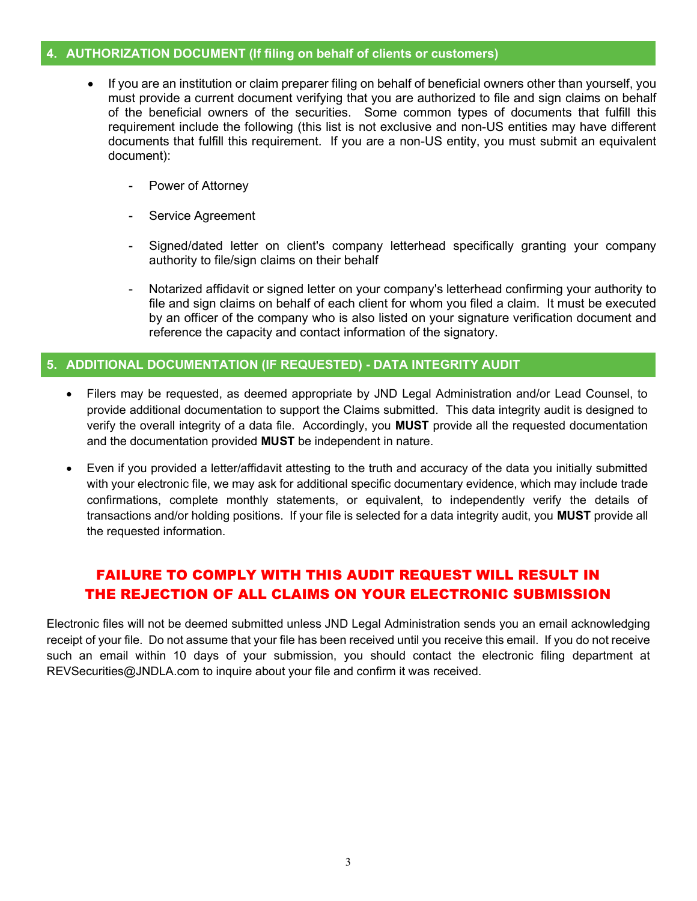## 4. AUTHORIZATION DOCUMENT (If filing on behalf of clients or customers)

- If you are an institution or claim preparer filing on behalf of beneficial owners other than yourself, you must provide a current document verifying that you are authorized to file and sign claims on behalf of the beneficial owners of the securities. Some common types of documents that fulfill this requirement include the following (this list is not exclusive and non-US entities may have different documents that fulfill this requirement. If you are a non-US entity, you must submit an equivalent document):

  - Power of Attorney
  - Service Agreement
  - Signed/dated letter on client's company letterhead specifically granting your company authority to file/sign claims on their behalf
  - Notarized affidavit or signed letter on your company's letterhead confirming your authority to file and sign claims on behalf of each client for whom you filed a claim. It must be executed by an officer of the company who is also listed on your signature verification document and reference the capacity and contact information of the signatory.

## 5. ADDITIONAL DOCUMENTATION (IF REQUESTED) - DATA INTEGRITY AUDIT

- Filers may be requested, as deemed appropriate by JND Legal Administration and/or Lead Counsel, to provide additional documentation to support the Claims submitted. This data integrity audit is designed to verify the overall integrity of a data file. Accordingly, you **MUST** provide all the requested documentation and the documentation provided **MUST** be independent in nature.
- Even if you provided a letter/affidavit attesting to the truth and accuracy of the data you initially submitted with your electronic file, we may ask for additional specific documentary evidence, which may include trade confirmations, complete monthly statements, or equivalent, to independently verify the details of transactions and/or holding positions. If your file is selected for a data integrity audit, you **MUST** provide all the requested information.

**FAILURE TO COMPLY WITH THIS AUDIT REQUEST WILL RESULT IN THE REJECTION OF ALL CLAIMS ON YOUR ELECTRONIC SUBMISSION**

Electronic files will not be deemed submitted unless JND Legal Administration sends you an email acknowledging receipt of your file. Do not assume that your file has been received until you receive this email. If you do not receive such an email within 10 days of your submission, you should contact the electronic filing department at REVSecurities@JNDLA.com to inquire about your file and confirm it was received.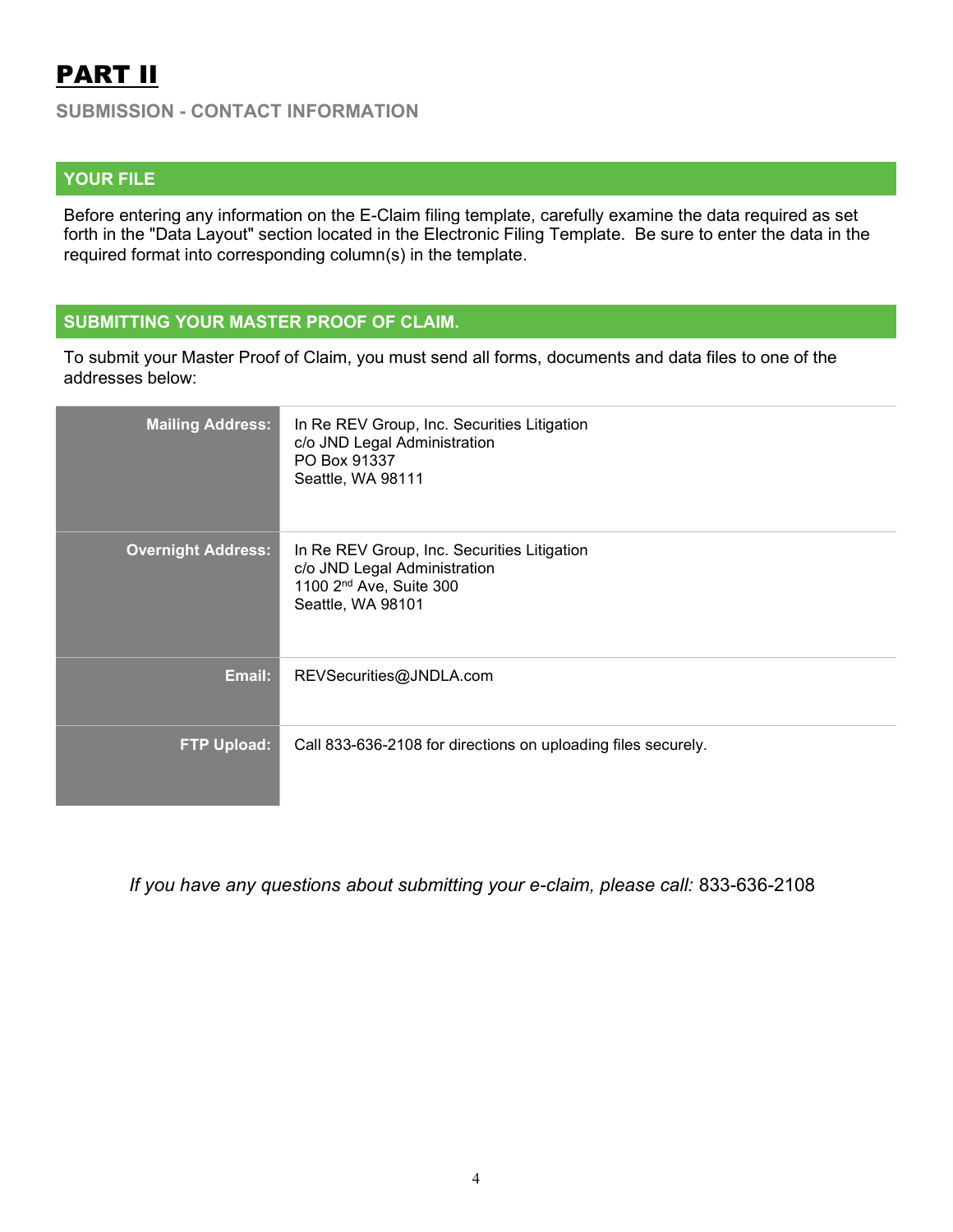# PART II

## SUBMISSION - CONTACT INFORMATION

### YOUR FILE

Before entering any information on the E-Claim filing template, carefully examine the data required as set forth in the "Data Layout" section located in the Electronic Filing Template. Be sure to enter the data in the required format into corresponding column(s) in the template.

### SUBMITTING YOUR MASTER PROOF OF CLAIM.

To submit your Master Proof of Claim, you must send all forms, documents and data files to one of the addresses below:

| | |
|---|---|
| **Mailing Address:** | In Re REV Group, Inc. Securities Litigation<br>c/o JND Legal Administration<br>PO Box 91337<br>Seattle, WA 98111 |
| **Overnight Address:** | In Re REV Group, Inc. Securities Litigation<br>c/o JND Legal Administration<br>1100 2nd Ave, Suite 300<br>Seattle, WA 98101 |
| **Email:** | REVSecurities@JNDLA.com |
| **FTP Upload:** | Call 833-636-2108 for directions on uploading files securely. |

*If you have any questions about submitting your e-claim, please call:* 833-636-2108